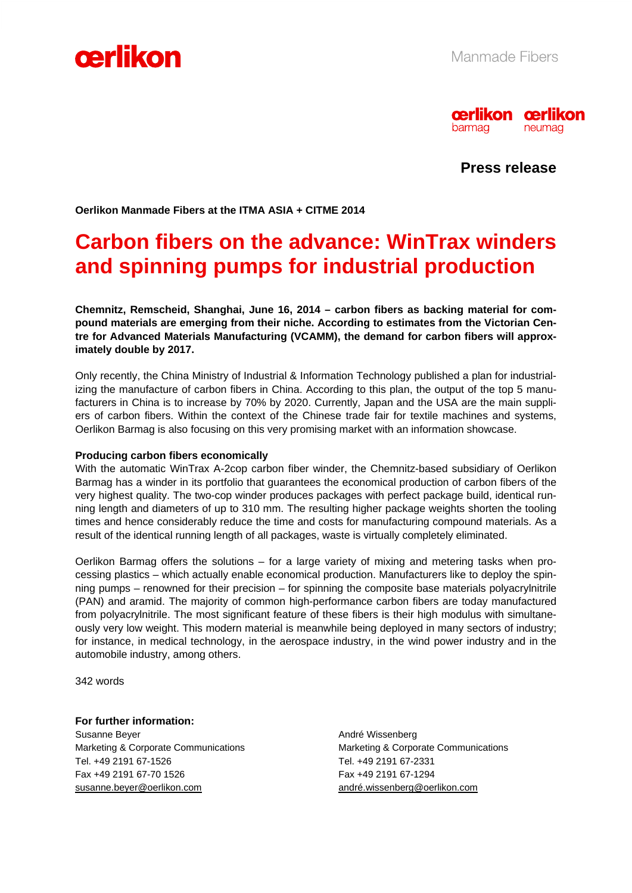Manmade Fibers

**Press release**

**Oerlikon Manmade Fibers at the ITMA ASIA + CITME 2014**

# Carbon fibers on the advance: WinTrax winders and spinning pumps for industrial production

**Chemnitz, Remscheid, Shanghai, June 16, 2014 – carbon fibers as backing material for compound materials are emerging from their niche. According to estimates from the Victorian Centre for Advanced Materials Manufacturing (VCAMM), the demand for carbon fibers will approximately double by 2017.**

Only recently, the China Ministry of Industrial & Information Technology published a plan for industrializing the manufacture of carbon fibers in China. According to this plan, the output of the top 5 manufacturers in China is to increase by 70% by 2020. Currently, Japan and the USA are the main suppliers of carbon fibers. Within the context of the Chinese trade fair for textile machines and systems, Oerlikon Barmag is also focusing on this very promising market with an information showcase.

**Producing carbon fibers economically**

With the automatic WinTrax A-2cop carbon fiber winder, the Chemnitz-based subsidiary of Oerlikon Barmag has a winder in its portfolio that guarantees the economical production of carbon fibers of the very highest quality. The two-cop winder produces packages with perfect package build, identical running length and diameters of up to 310 mm. The resulting higher package weights shorten the tooling times and hence considerably reduce the time and costs for manufacturing compound materials. As a result of the identical running length of all packages, waste is virtually completely eliminated.

Oerlikon Barmag offers the solutions – for a large variety of mixing and metering tasks when processing plastics – which actually enable economical production. Manufacturers like to deploy the spinning pumps – renowned for their precision – for spinning the composite base materials polyacrylnitrile (PAN) and aramid. The majority of common high-performance carbon fibers are today manufactured from polyacrylnitrile. The most significant feature of these fibers is their high modulus with simultaneously very low weight. This modern material is meanwhile being deployed in many sectors of industry; for instance, in medical technology, in the aerospace industry, in the wind power industry and in the automobile industry, among others.

342 words

**For further information:**

Susanne Beyer
Marketing & Corporate Communications
Tel. +49 2191 67-1526
Fax +49 2191 67-70 1526
susanne.beyer@oerlikon.com

André Wissenberg
Marketing & Corporate Communications
Tel. +49 2191 67-2331
Fax +49 2191 67-1294
andré.wissenberg@oerlikon.com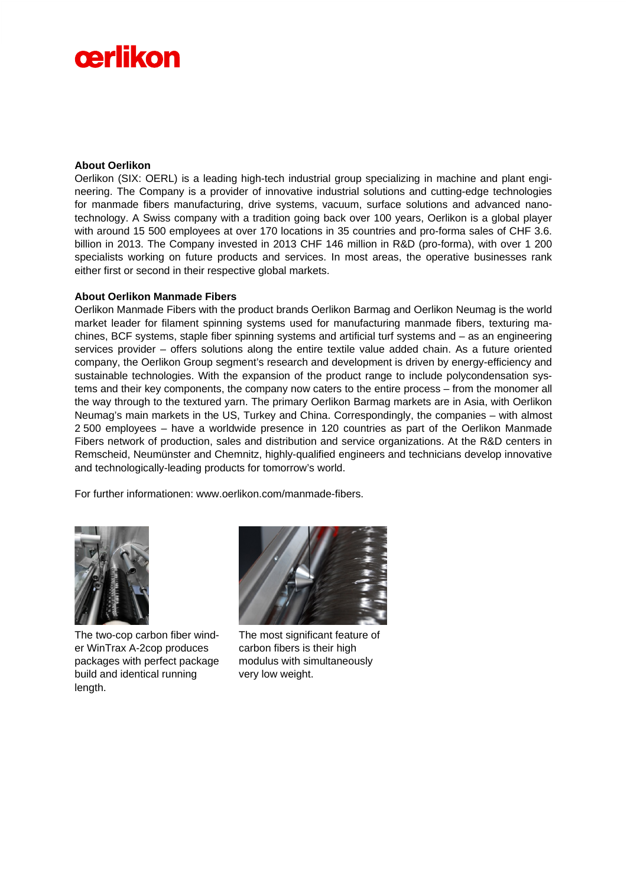**About Oerlikon**

Oerlikon (SIX: OERL) is a leading high-tech industrial group specializing in machine and plant engineering. The Company is a provider of innovative industrial solutions and cutting-edge technologies for manmade fibers manufacturing, drive systems, vacuum, surface solutions and advanced nanotechnology. A Swiss company with a tradition going back over 100 years, Oerlikon is a global player with around 15 500 employees at over 170 locations in 35 countries and pro-forma sales of CHF 3.6. billion in 2013. The Company invested in 2013 CHF 146 million in R&D (pro-forma), with over 1 200 specialists working on future products and services. In most areas, the operative businesses rank either first or second in their respective global markets.

**About Oerlikon Manmade Fibers**

Oerlikon Manmade Fibers with the product brands Oerlikon Barmag and Oerlikon Neumag is the world market leader for filament spinning systems used for manufacturing manmade fibers, texturing machines, BCF systems, staple fiber spinning systems and artificial turf systems and – as an engineering services provider – offers solutions along the entire textile value added chain. As a future oriented company, the Oerlikon Group segment's research and development is driven by energy-efficiency and sustainable technologies. With the expansion of the product range to include polycondensation systems and their key components, the company now caters to the entire process – from the monomer all the way through to the textured yarn. The primary Oerlikon Barmag markets are in Asia, with Oerlikon Neumag's main markets in the US, Turkey and China. Correspondingly, the companies – with almost 2 500 employees – have a worldwide presence in 120 countries as part of the Oerlikon Manmade Fibers network of production, sales and distribution and service organizations. At the R&D centers in Remscheid, Neumünster and Chemnitz, highly-qualified engineers and technicians develop innovative and technologically-leading products for tomorrow's world.

For further informationen: www.oerlikon.com/manmade-fibers.

The two-cop carbon fiber winder WinTrax A-2cop produces packages with perfect package build and identical running length.

The most significant feature of carbon fibers is their high modulus with simultaneously very low weight.